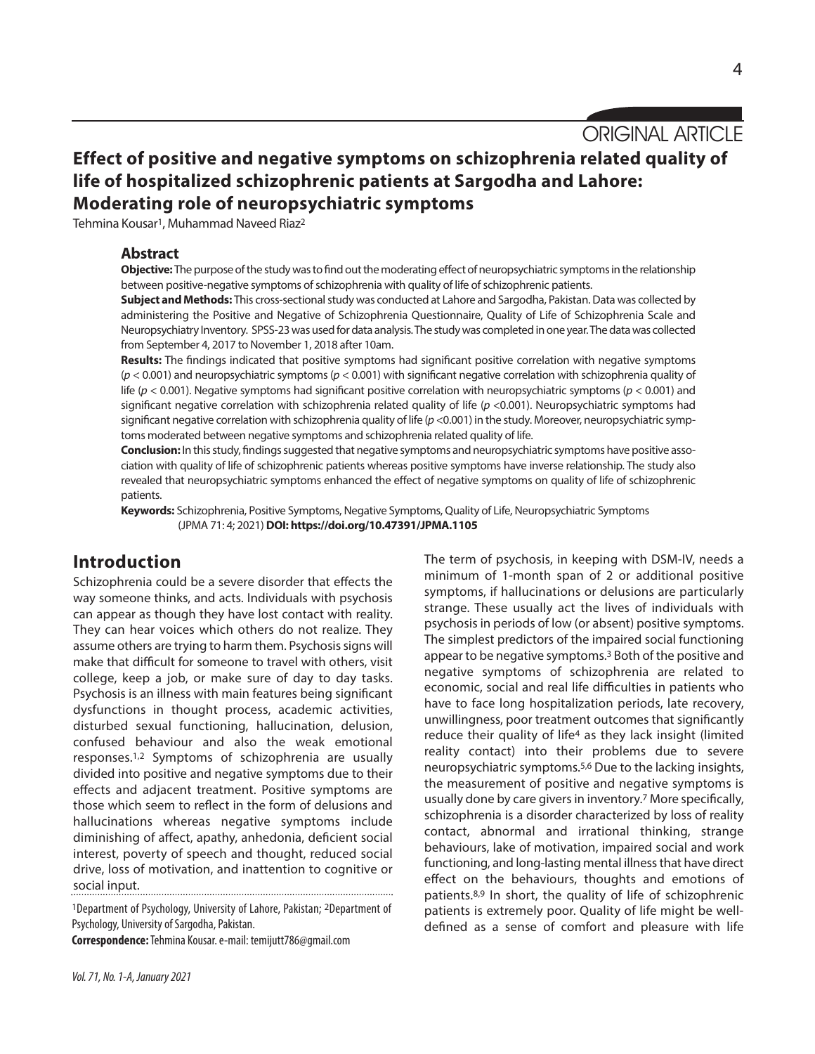ORIGINAL ARTICLE

# Effect of positive and negative symptoms on schizophrenia related quality of life of hospitalized schizophrenic patients at Sargodha and Lahore: Moderating role of neuropsychiatric symptoms

Tehmina Kousar[1], Muhammad Naveed Riaz[2]

## Abstract

**Objective:** The purpose of the study was to find out the moderating effect of neuropsychiatric symptoms in the relationship between positive-negative symptoms of schizophrenia with quality of life of schizophrenic patients.

**Subject and Methods:** This cross-sectional study was conducted at Lahore and Sargodha, Pakistan. Data was collected by administering the Positive and Negative of Schizophrenia Questionnaire, Quality of Life of Schizophrenia Scale and Neuropsychiatry Inventory. SPSS-23 was used for data analysis. The study was completed in one year. The data was collected from September 4, 2017 to November 1, 2018 after 10am.

**Results:** The findings indicated that positive symptoms had significant positive correlation with negative symptoms ($p < 0.001$) and neuropsychiatric symptoms ($p < 0.001$) with significant negative correlation with schizophrenia quality of life ($p < 0.001$). Negative symptoms had significant positive correlation with neuropsychiatric symptoms ($p < 0.001$) and significant negative correlation with schizophrenia related quality of life ($p < 0.001$). Neuropsychiatric symptoms had significant negative correlation with schizophrenia quality of life ($p < 0.001$) in the study. Moreover, neuropsychiatric symptoms moderated between negative symptoms and schizophrenia related quality of life.

**Conclusion:** In this study, findings suggested that negative symptoms and neuropsychiatric symptoms have positive association with quality of life of schizophrenic patients whereas positive symptoms have inverse relationship. The study also revealed that neuropsychiatric symptoms enhanced the effect of negative symptoms on quality of life of schizophrenic patients.

**Keywords:** Schizophrenia, Positive Symptoms, Negative Symptoms, Quality of Life, Neuropsychiatric Symptoms

(JPMA 71: 4; 2021) **DOI: https://doi.org/10.47391/JPMA.1105**

## Introduction

Schizophrenia could be a severe disorder that effects the way someone thinks, and acts. Individuals with psychosis can appear as though they have lost contact with reality. They can hear voices which others do not realize. They assume others are trying to harm them. Psychosis signs will make that difficult for someone to travel with others, visit college, keep a job, or make sure of day to day tasks. Psychosis is an illness with main features being significant dysfunctions in thought process, academic activities, disturbed sexual functioning, hallucination, delusion, confused behaviour and also the weak emotional responses.[1,2] Symptoms of schizophrenia are usually divided into positive and negative symptoms due to their effects and adjacent treatment. Positive symptoms are those which seem to reflect in the form of delusions and hallucinations whereas negative symptoms include diminishing of affect, apathy, anhedonia, deficient social interest, poverty of speech and thought, reduced social drive, loss of motivation, and inattention to cognitive or social input.

The term of psychosis, in keeping with DSM-IV, needs a minimum of 1-month span of 2 or additional positive symptoms, if hallucinations or delusions are particularly strange. These usually act the lives of individuals with psychosis in periods of low (or absent) positive symptoms. The simplest predictors of the impaired social functioning appear to be negative symptoms.[3] Both of the positive and negative symptoms of schizophrenia are related to economic, social and real life difficulties in patients who have to face long hospitalization periods, late recovery, unwillingness, poor treatment outcomes that significantly reduce their quality of life[4] as they lack insight (limited reality contact) into their problems due to severe neuropsychiatric symptoms.[5,6] Due to the lacking insights, the measurement of positive and negative symptoms is usually done by care givers in inventory.[7] More specifically, schizophrenia is a disorder characterized by loss of reality contact, abnormal and irrational thinking, strange behaviours, lake of motivation, impaired social and work functioning, and long-lasting mental illness that have direct effect on the behaviours, thoughts and emotions of patients.[8,9] In short, the quality of life of schizophrenic patients is extremely poor. Quality of life might be well-defined as a sense of comfort and pleasure with life

[1]Department of Psychology, University of Lahore, Pakistan; [2]Department of Psychology, University of Sargodha, Pakistan.

**Correspondence:** Tehmina Kousar. e-mail: temijutt786@gmail.com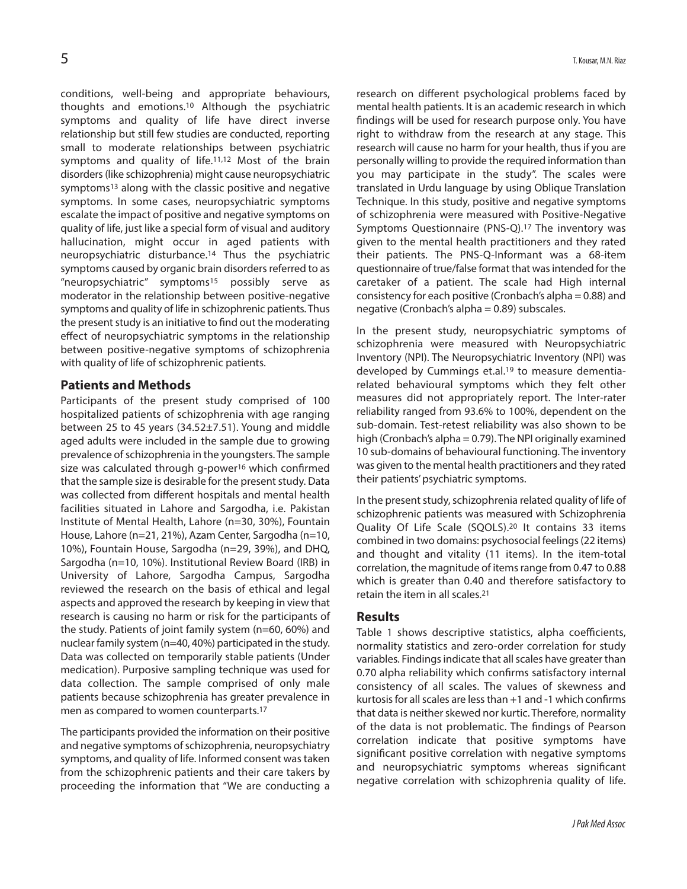conditions, well-being and appropriate behaviours, thoughts and emotions.[10] Although the psychiatric symptoms and quality of life have direct inverse relationship but still few studies are conducted, reporting small to moderate relationships between psychiatric symptoms and quality of life.[11,12] Most of the brain disorders (like schizophrenia) might cause neuropsychiatric symptoms[13] along with the classic positive and negative symptoms. In some cases, neuropsychiatric symptoms escalate the impact of positive and negative symptoms on quality of life, just like a special form of visual and auditory hallucination, might occur in aged patients with neuropsychiatric disturbance.[14] Thus the psychiatric symptoms caused by organic brain disorders referred to as "neuropsychiatric" symptoms[15] possibly serve as moderator in the relationship between positive-negative symptoms and quality of life in schizophrenic patients. Thus the present study is an initiative to find out the moderating effect of neuropsychiatric symptoms in the relationship between positive-negative symptoms of schizophrenia with quality of life of schizophrenic patients.

## Patients and Methods

Participants of the present study comprised of 100 hospitalized patients of schizophrenia with age ranging between 25 to 45 years (34.52±7.51). Young and middle aged adults were included in the sample due to growing prevalence of schizophrenia in the youngsters. The sample size was calculated through g-power[16] which confirmed that the sample size is desirable for the present study. Data was collected from different hospitals and mental health facilities situated in Lahore and Sargodha, i.e. Pakistan Institute of Mental Health, Lahore (n=30, 30%), Fountain House, Lahore (n=21, 21%), Azam Center, Sargodha (n=10, 10%), Fountain House, Sargodha (n=29, 39%), and DHQ, Sargodha (n=10, 10%). Institutional Review Board (IRB) in University of Lahore, Sargodha Campus, Sargodha reviewed the research on the basis of ethical and legal aspects and approved the research by keeping in view that research is causing no harm or risk for the participants of the study. Patients of joint family system (n=60, 60%) and nuclear family system (n=40, 40%) participated in the study. Data was collected on temporarily stable patients (Under medication). Purposive sampling technique was used for data collection. The sample comprised of only male patients because schizophrenia has greater prevalence in men as compared to women counterparts.[17]

The participants provided the information on their positive and negative symptoms of schizophrenia, neuropsychiatry symptoms, and quality of life. Informed consent was taken from the schizophrenic patients and their care takers by proceeding the information that "We are conducting a research on different psychological problems faced by mental health patients. It is an academic research in which findings will be used for research purpose only. You have right to withdraw from the research at any stage. This research will cause no harm for your health, thus if you are personally willing to provide the required information than you may participate in the study". The scales were translated in Urdu language by using Oblique Translation Technique. In this study, positive and negative symptoms of schizophrenia were measured with Positive-Negative Symptoms Questionnaire (PNS-Q).[17] The inventory was given to the mental health practitioners and they rated their patients. The PNS-Q-Informant was a 68-item questionnaire of true/false format that was intended for the caretaker of a patient. The scale had High internal consistency for each positive (Cronbach's alpha = 0.88) and negative (Cronbach's alpha = 0.89) subscales.

In the present study, neuropsychiatric symptoms of schizophrenia were measured with Neuropsychiatric Inventory (NPI). The Neuropsychiatric Inventory (NPI) was developed by Cummings et.al.[19] to measure dementia-related behavioural symptoms which they felt other measures did not appropriately report. The Inter-rater reliability ranged from 93.6% to 100%, dependent on the sub-domain. Test-retest reliability was also shown to be high (Cronbach's alpha = 0.79). The NPI originally examined 10 sub-domains of behavioural functioning. The inventory was given to the mental health practitioners and they rated their patients' psychiatric symptoms.

In the present study, schizophrenia related quality of life of schizophrenic patients was measured with Schizophrenia Quality Of Life Scale (SQOLS).[20] It contains 33 items combined in two domains: psychosocial feelings (22 items) and thought and vitality (11 items). In the item-total correlation, the magnitude of items range from 0.47 to 0.88 which is greater than 0.40 and therefore satisfactory to retain the item in all scales.[21]

## Results

Table 1 shows descriptive statistics, alpha coefficients, normality statistics and zero-order correlation for study variables. Findings indicate that all scales have greater than 0.70 alpha reliability which confirms satisfactory internal consistency of all scales. The values of skewness and kurtosis for all scales are less than +1 and -1 which confirms that data is neither skewed nor kurtic. Therefore, normality of the data is not problematic. The findings of Pearson correlation indicate that positive symptoms have significant positive correlation with negative symptoms and neuropsychiatric symptoms whereas significant negative correlation with schizophrenia quality of life.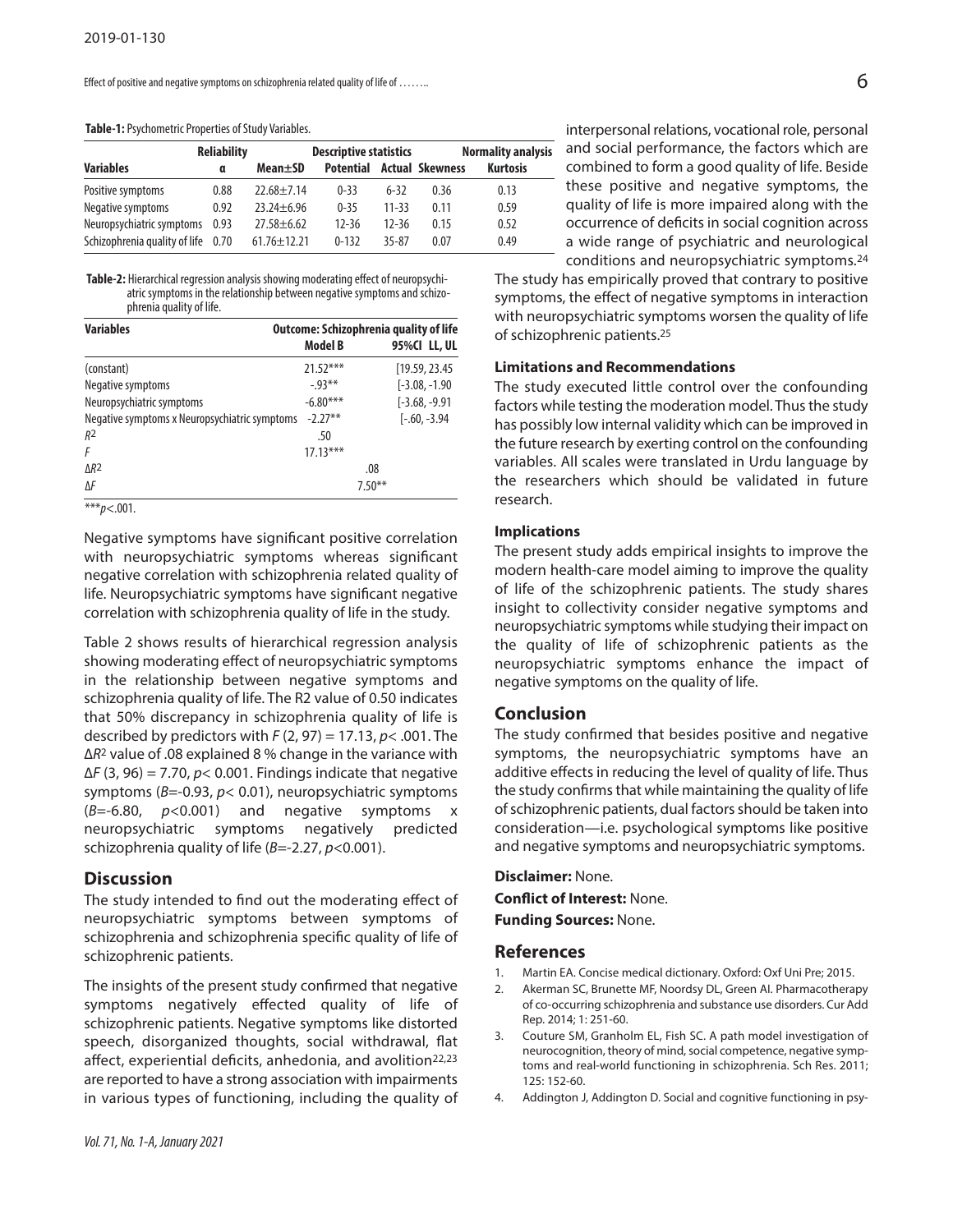**Table-1:** Psychometric Properties of Study Variables.

| Variables | Reliability α | Mean±SD | Descriptive statistics Potential | Actual | Skewness | Normality analysis Kurtosis |
|---|---|---|---|---|---|---|
| Positive symptoms | 0.88 | 22.68±7.14 | 0-33 | 6-32 | 0.36 | 0.13 |
| Negative symptoms | 0.92 | 23.24±6.96 | 0-35 | 11-33 | 0.11 | 0.59 |
| Neuropsychiatric symptoms | 0.93 | 27.58±6.62 | 12-36 | 12-36 | 0.15 | 0.52 |
| Schizophrenia quality of life | 0.70 | 61.76±12.21 | 0-132 | 35-87 | 0.07 | 0.49 |

**Table-2:** Hierarchical regression analysis showing moderating effect of neuropsychiatric symptoms in the relationship between negative symptoms and schizophrenia quality of life.

| Variables | Outcome: Schizophrenia quality of life Model B | 95%CI LL, UL |
|---|---|---|
| (constant) | 21.52*** | [19.59, 23.45 |
| Negative symptoms | -.93** | [-3.08, -1.90 |
| Neuropsychiatric symptoms | -6.80*** | [-3.68, -9.91 |
| Negative symptoms x Neuropsychiatric symptoms | -2.27** | [-.60, -3.94 |
| $R^2$ | .50 | |
| $F$ | 17.13*** | |
| $\Delta R^2$ | .08 | |
| $\Delta F$ | 7.50** | |

***$p$<.001.

Negative symptoms have significant positive correlation with neuropsychiatric symptoms whereas significant negative correlation with schizophrenia related quality of life. Neuropsychiatric symptoms have significant negative correlation with schizophrenia quality of life in the study.

Table 2 shows results of hierarchical regression analysis showing moderating effect of neuropsychiatric symptoms in the relationship between negative symptoms and schizophrenia quality of life. The R2 value of 0.50 indicates that 50% discrepancy in schizophrenia quality of life is described by predictors with $F$ (2, 97) = 17.13, $p$< .001. The $\Delta R^2$ value of .08 explained 8 % change in the variance with $\Delta F$ (3, 96) = 7.70, $p$< 0.001. Findings indicate that negative symptoms ($B$=-0.93, $p$< 0.01), neuropsychiatric symptoms ($B$=-6.80, $p$<0.001) and negative symptoms x neuropsychiatric symptoms negatively predicted schizophrenia quality of life ($B$=-2.27, $p$<0.001).

## Discussion

The study intended to find out the moderating effect of neuropsychiatric symptoms between symptoms of schizophrenia and schizophrenia specific quality of life of schizophrenic patients.

The insights of the present study confirmed that negative symptoms negatively effected quality of life of schizophrenic patients. Negative symptoms like distorted speech, disorganized thoughts, social withdrawal, flat affect, experiential deficits, anhedonia, and avolition[22,23] are reported to have a strong association with impairments in various types of functioning, including the quality of interpersonal relations, vocational role, personal and social performance, the factors which are combined to form a good quality of life. Beside these positive and negative symptoms, the quality of life is more impaired along with the occurrence of deficits in social cognition across a wide range of psychiatric and neurological conditions and neuropsychiatric symptoms.[24]

The study has empirically proved that contrary to positive symptoms, the effect of negative symptoms in interaction with neuropsychiatric symptoms worsen the quality of life of schizophrenic patients.[25]

### Limitations and Recommendations

The study executed little control over the confounding factors while testing the moderation model. Thus the study has possibly low internal validity which can be improved in the future research by exerting control on the confounding variables. All scales were translated in Urdu language by the researchers which should be validated in future research.

### Implications

The present study adds empirical insights to improve the modern health-care model aiming to improve the quality of life of the schizophrenic patients. The study shares insight to collectivity consider negative symptoms and neuropsychiatric symptoms while studying their impact on the quality of life of schizophrenic patients as the neuropsychiatric symptoms enhance the impact of negative symptoms on the quality of life.

## Conclusion

The study confirmed that besides positive and negative symptoms, the neuropsychiatric symptoms have an additive effects in reducing the level of quality of life. Thus the study confirms that while maintaining the quality of life of schizophrenic patients, dual factors should be taken into consideration—i.e. psychological symptoms like positive and negative symptoms and neuropsychiatric symptoms.

**Disclaimer:** None.

**Conflict of Interest:** None.

**Funding Sources:** None.

## References

1. Martin EA. Concise medical dictionary. Oxford: Oxf Uni Pre; 2015.
2. Akerman SC, Brunette MF, Noordsy DL, Green AI. Pharmacotherapy of co-occurring schizophrenia and substance use disorders. Cur Add Rep. 2014; 1: 251-60.
3. Couture SM, Granholm EL, Fish SC. A path model investigation of neurocognition, theory of mind, social competence, negative symptoms and real-world functioning in schizophrenia. Sch Res. 2011; 125: 152-60.
4. Addington J, Addington D. Social and cognitive functioning in psy-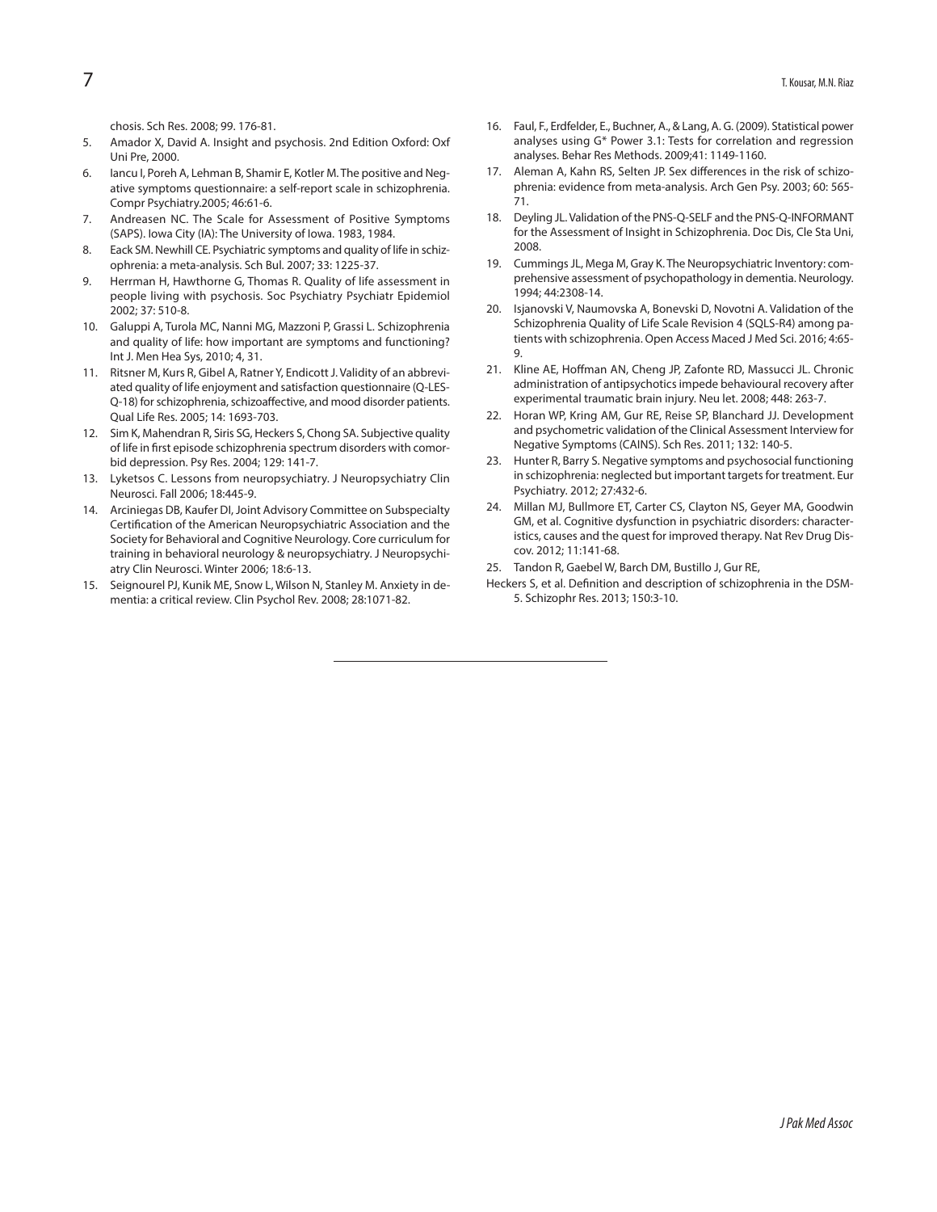chosis. Sch Res. 2008; 99. 176-81.

5. Amador X, David A. Insight and psychosis. 2nd Edition Oxford: Oxf Uni Pre, 2000.
6. Iancu I, Poreh A, Lehman B, Shamir E, Kotler M. The positive and Negative symptoms questionnaire: a self-report scale in schizophrenia. Compr Psychiatry.2005; 46:61-6.
7. Andreasen NC. The Scale for Assessment of Positive Symptoms (SAPS). Iowa City (IA): The University of Iowa. 1983, 1984.
8. Eack SM. Newhill CE. Psychiatric symptoms and quality of life in schizophrenia: a meta-analysis. Sch Bul. 2007; 33: 1225-37.
9. Herrman H, Hawthorne G, Thomas R. Quality of life assessment in people living with psychosis. Soc Psychiatry Psychiatr Epidemiol 2002; 37: 510-8.
10. Galuppi A, Turola MC, Nanni MG, Mazzoni P, Grassi L. Schizophrenia and quality of life: how important are symptoms and functioning? Int J. Men Hea Sys, 2010; 4, 31.
11. Ritsner M, Kurs R, Gibel A, Ratner Y, Endicott J. Validity of an abbreviated quality of life enjoyment and satisfaction questionnaire (Q-LES-Q-18) for schizophrenia, schizoaffective, and mood disorder patients. Qual Life Res. 2005; 14: 1693-703.
12. Sim K, Mahendran R, Siris SG, Heckers S, Chong SA. Subjective quality of life in first episode schizophrenia spectrum disorders with comorbid depression. Psy Res. 2004; 129: 141-7.
13. Lyketsos C. Lessons from neuropsychiatry. J Neuropsychiatry Clin Neurosci. Fall 2006; 18:445-9.
14. Arciniegas DB, Kaufer DI, Joint Advisory Committee on Subspecialty Certification of the American Neuropsychiatric Association and the Society for Behavioral and Cognitive Neurology. Core curriculum for training in behavioral neurology & neuropsychiatry. J Neuropsychiatry Clin Neurosci. Winter 2006; 18:6-13.
15. Seignourel PJ, Kunik ME, Snow L, Wilson N, Stanley M. Anxiety in dementia: a critical review. Clin Psychol Rev. 2008; 28:1071-82.
16. Faul, F., Erdfelder, E., Buchner, A., & Lang, A. G. (2009). Statistical power analyses using G* Power 3.1: Tests for correlation and regression analyses. Behar Res Methods. 2009;41: 1149-1160.
17. Aleman A, Kahn RS, Selten JP. Sex differences in the risk of schizophrenia: evidence from meta-analysis. Arch Gen Psy. 2003; 60: 565-71.
18. Deyling JL. Validation of the PNS-Q-SELF and the PNS-Q-INFORMANT for the Assessment of Insight in Schizophrenia. Doc Dis, Cle Sta Uni, 2008.
19. Cummings JL, Mega M, Gray K. The Neuropsychiatric Inventory: comprehensive assessment of psychopathology in dementia. Neurology. 1994; 44:2308-14.
20. Isjanovski V, Naumovska A, Bonevski D, Novotni A. Validation of the Schizophrenia Quality of Life Scale Revision 4 (SQLS-R4) among patients with schizophrenia. Open Access Maced J Med Sci. 2016; 4:65-9.
21. Kline AE, Hoffman AN, Cheng JP, Zafonte RD, Massucci JL. Chronic administration of antipsychotics impede behavioural recovery after experimental traumatic brain injury. Neu let. 2008; 448: 263-7.
22. Horan WP, Kring AM, Gur RE, Reise SP, Blanchard JJ. Development and psychometric validation of the Clinical Assessment Interview for Negative Symptoms (CAINS). Sch Res. 2011; 132: 140-5.
23. Hunter R, Barry S. Negative symptoms and psychosocial functioning in schizophrenia: neglected but important targets for treatment. Eur Psychiatry. 2012; 27:432-6.
24. Millan MJ, Bullmore ET, Carter CS, Clayton NS, Geyer MA, Goodwin GM, et al. Cognitive dysfunction in psychiatric disorders: characteristics, causes and the quest for improved therapy. Nat Rev Drug Discov. 2012; 11:141-68.
25. Tandon R, Gaebel W, Barch DM, Bustillo J, Gur RE,

Heckers S, et al. Definition and description of schizophrenia in the DSM-5. Schizophr Res. 2013; 150:3-10.